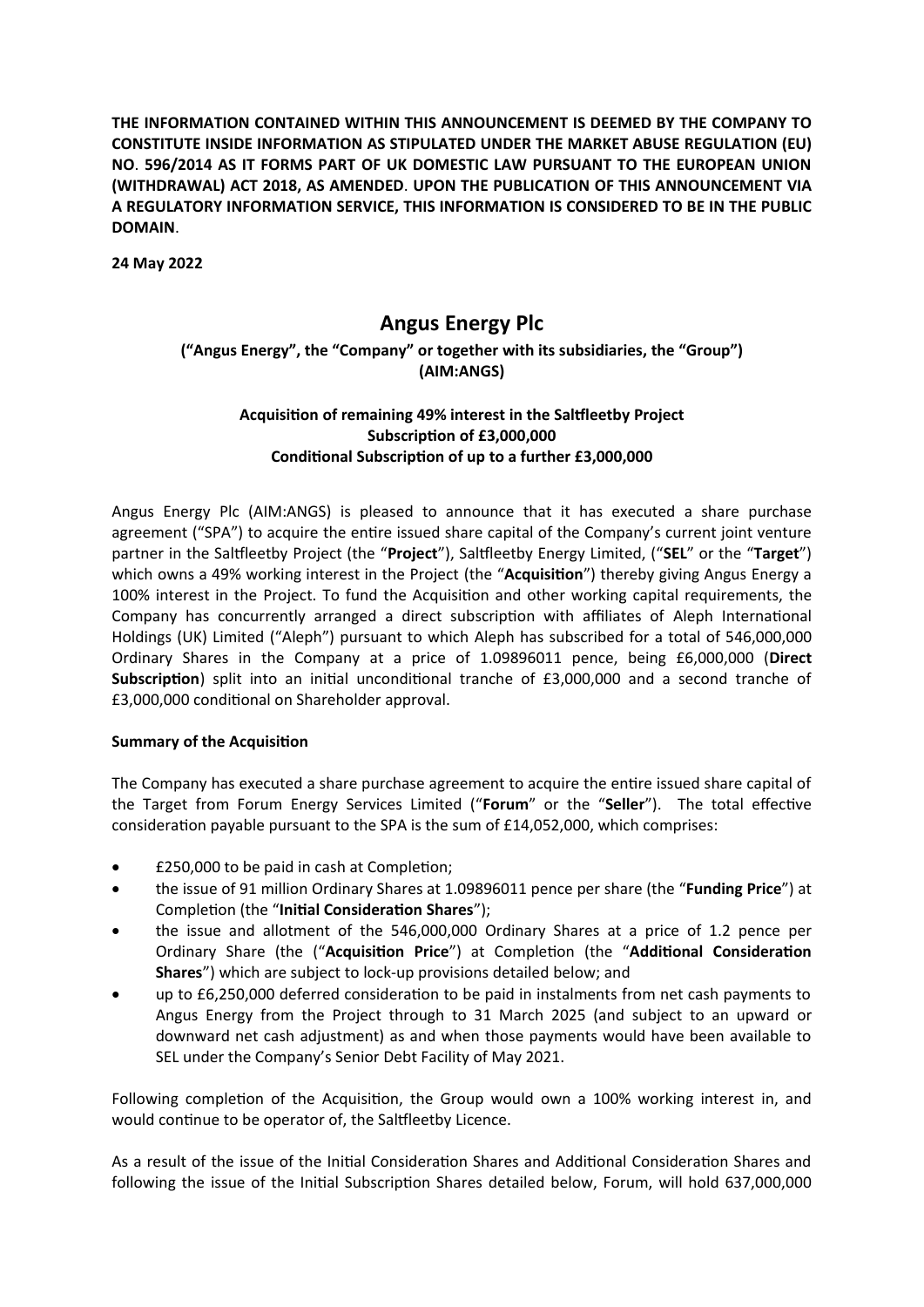**THE INFORMATION CONTAINED WITHIN THIS ANNOUNCEMENT IS DEEMED BY THE COMPANY TO CONSTITUTE INSIDE INFORMATION AS STIPULATED UNDER THE MARKET ABUSE REGULATION (EU) NO. 596/2014 AS IT FORMS PART OF UK DOMESTIC LAW PURSUANT TO THE EUROPEAN UNION (WITHDRAWAL) ACT 2018, AS AMENDED. UPON THE PUBLICATION OF THIS ANNOUNCEMENT VIA A REGULATORY INFORMATION SERVICE, THIS INFORMATION IS CONSIDERED TO BE IN THE PUBLIC DOMAIN.**

**24 May 2022**

# Angus Energy Plc

**("Angus Energy", the "Company" or together with its subsidiaries, the "Group") (AIM:ANGS)**

**Acquisition of remaining 49% interest in the Saltfleetby Project**
**Subscription of £3,000,000**
**Conditional Subscription of up to a further £3,000,000**

Angus Energy Plc (AIM:ANGS) is pleased to announce that it has executed a share purchase agreement ("SPA") to acquire the entire issued share capital of the Company's current joint venture partner in the Saltfleetby Project (the "**Project**"), Saltfleetby Energy Limited, ("**SEL**" or the "**Target**") which owns a 49% working interest in the Project (the "**Acquisition**") thereby giving Angus Energy a 100% interest in the Project. To fund the Acquisition and other working capital requirements, the Company has concurrently arranged a direct subscription with affiliates of Aleph International Holdings (UK) Limited ("Aleph") pursuant to which Aleph has subscribed for a total of 546,000,000 Ordinary Shares in the Company at a price of 1.09896011 pence, being £6,000,000 (**Direct Subscription**) split into an initial unconditional tranche of £3,000,000 and a second tranche of £3,000,000 conditional on Shareholder approval.

**Summary of the Acquisition**

The Company has executed a share purchase agreement to acquire the entire issued share capital of the Target from Forum Energy Services Limited ("**Forum**" or the "**Seller**"). The total effective consideration payable pursuant to the SPA is the sum of £14,052,000, which comprises:

- £250,000 to be paid in cash at Completion;
- the issue of 91 million Ordinary Shares at 1.09896011 pence per share (the "**Funding Price**") at Completion (the "**Initial Consideration Shares**");
- the issue and allotment of the 546,000,000 Ordinary Shares at a price of 1.2 pence per Ordinary Share (the ("**Acquisition Price**") at Completion (the "**Additional Consideration Shares**") which are subject to lock-up provisions detailed below; and
- up to £6,250,000 deferred consideration to be paid in instalments from net cash payments to Angus Energy from the Project through to 31 March 2025 (and subject to an upward or downward net cash adjustment) as and when those payments would have been available to SEL under the Company's Senior Debt Facility of May 2021.

Following completion of the Acquisition, the Group would own a 100% working interest in, and would continue to be operator of, the Saltfleetby Licence.

As a result of the issue of the Initial Consideration Shares and Additional Consideration Shares and following the issue of the Initial Subscription Shares detailed below, Forum, will hold 637,000,000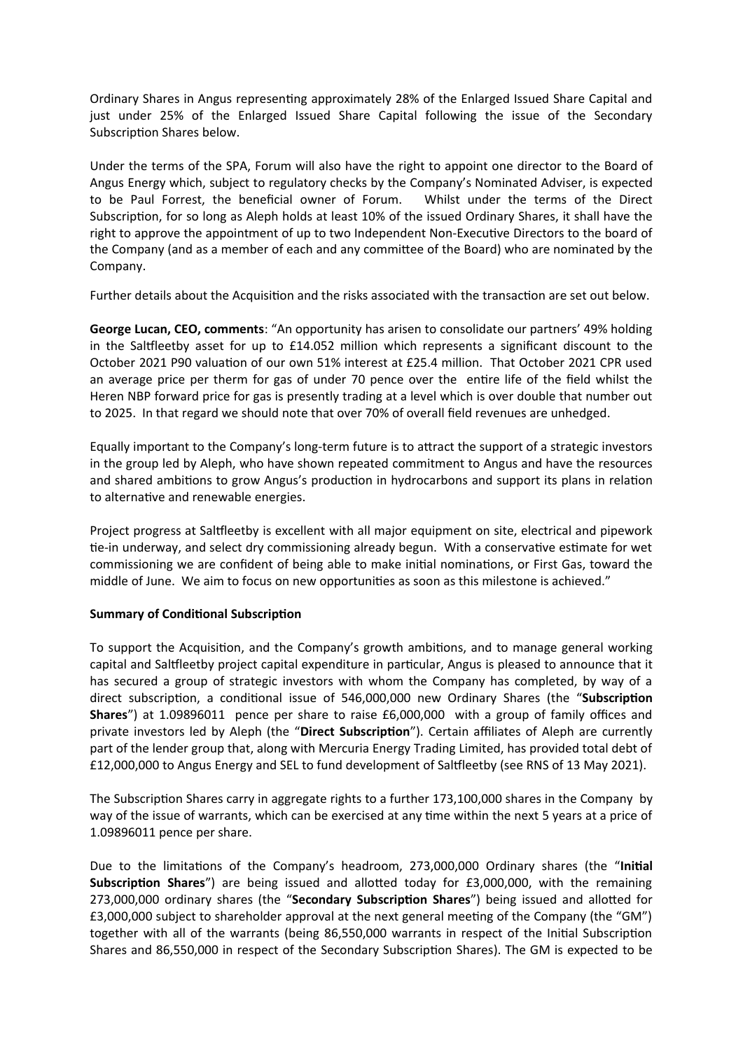Ordinary Shares in Angus representing approximately 28% of the Enlarged Issued Share Capital and just under 25% of the Enlarged Issued Share Capital following the issue of the Secondary Subscription Shares below.

Under the terms of the SPA, Forum will also have the right to appoint one director to the Board of Angus Energy which, subject to regulatory checks by the Company's Nominated Adviser, is expected to be Paul Forrest, the beneficial owner of Forum. Whilst under the terms of the Direct Subscription, for so long as Aleph holds at least 10% of the issued Ordinary Shares, it shall have the right to approve the appointment of up to two Independent Non-Executive Directors to the board of the Company (and as a member of each and any committee of the Board) who are nominated by the Company.

Further details about the Acquisition and the risks associated with the transaction are set out below.

**George Lucan, CEO, comments**: "An opportunity has arisen to consolidate our partners' 49% holding in the Saltfleetby asset for up to £14.052 million which represents a significant discount to the October 2021 P90 valuation of our own 51% interest at £25.4 million. That October 2021 CPR used an average price per therm for gas of under 70 pence over the entire life of the field whilst the Heren NBP forward price for gas is presently trading at a level which is over double that number out to 2025. In that regard we should note that over 70% of overall field revenues are unhedged.

Equally important to the Company's long-term future is to attract the support of a strategic investors in the group led by Aleph, who have shown repeated commitment to Angus and have the resources and shared ambitions to grow Angus's production in hydrocarbons and support its plans in relation to alternative and renewable energies.

Project progress at Saltfleetby is excellent with all major equipment on site, electrical and pipework tie-in underway, and select dry commissioning already begun. With a conservative estimate for wet commissioning we are confident of being able to make initial nominations, or First Gas, toward the middle of June. We aim to focus on new opportunities as soon as this milestone is achieved."

**Summary of Conditional Subscription**

To support the Acquisition, and the Company's growth ambitions, and to manage general working capital and Saltfleetby project capital expenditure in particular, Angus is pleased to announce that it has secured a group of strategic investors with whom the Company has completed, by way of a direct subscription, a conditional issue of 546,000,000 new Ordinary Shares (the "**Subscription Shares**") at 1.09896011 pence per share to raise £6,000,000 with a group of family offices and private investors led by Aleph (the "**Direct Subscription**"). Certain affiliates of Aleph are currently part of the lender group that, along with Mercuria Energy Trading Limited, has provided total debt of £12,000,000 to Angus Energy and SEL to fund development of Saltfleetby (see RNS of 13 May 2021).

The Subscription Shares carry in aggregate rights to a further 173,100,000 shares in the Company by way of the issue of warrants, which can be exercised at any time within the next 5 years at a price of 1.09896011 pence per share.

Due to the limitations of the Company's headroom, 273,000,000 Ordinary shares (the "**Initial Subscription Shares**") are being issued and allotted today for £3,000,000, with the remaining 273,000,000 ordinary shares (the "**Secondary Subscription Shares**") being issued and allotted for £3,000,000 subject to shareholder approval at the next general meeting of the Company (the "GM") together with all of the warrants (being 86,550,000 warrants in respect of the Initial Subscription Shares and 86,550,000 in respect of the Secondary Subscription Shares). The GM is expected to be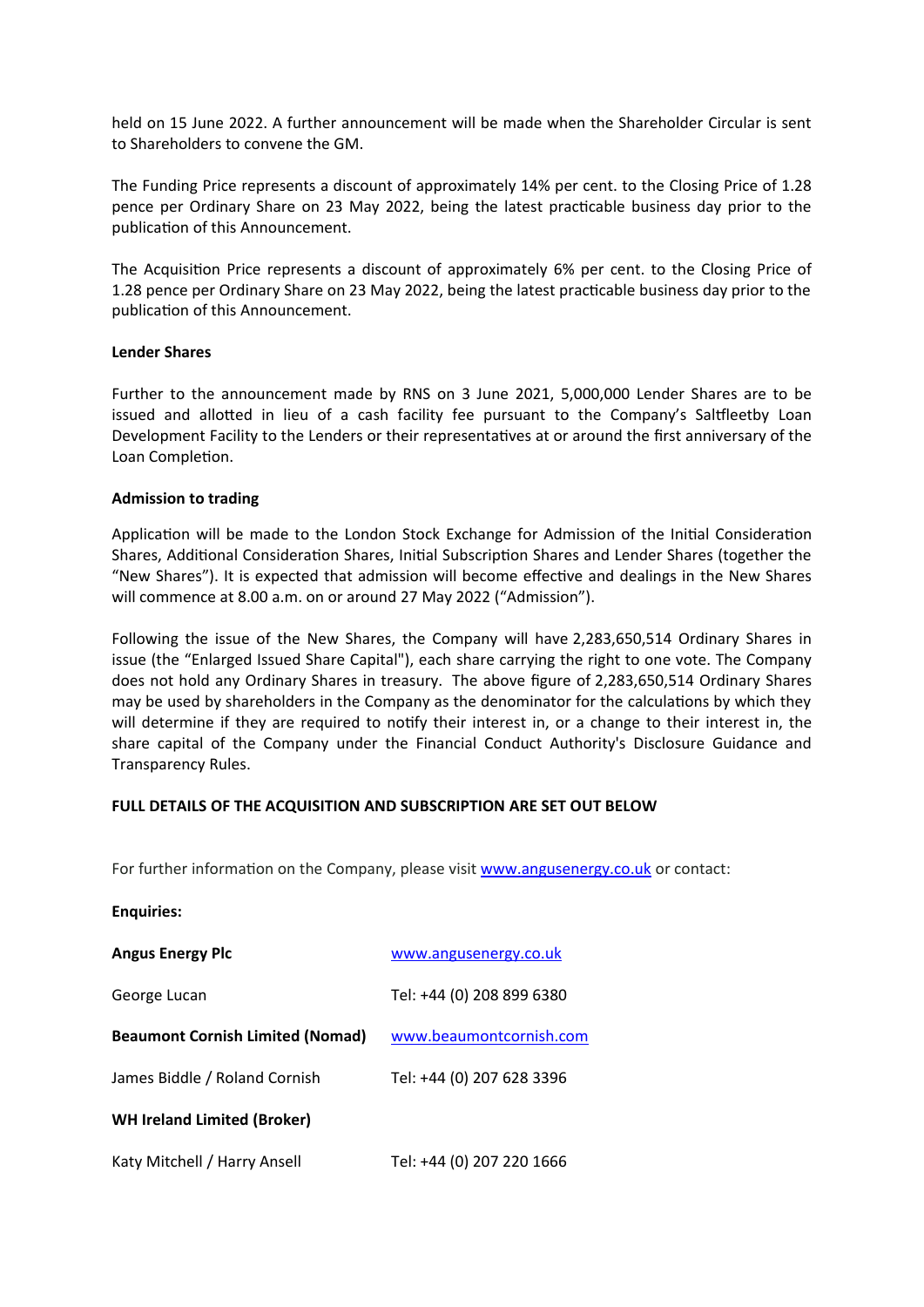held on 15 June 2022. A further announcement will be made when the Shareholder Circular is sent to Shareholders to convene the GM.

The Funding Price represents a discount of approximately 14% per cent. to the Closing Price of 1.28 pence per Ordinary Share on 23 May 2022, being the latest practicable business day prior to the publication of this Announcement.

The Acquisition Price represents a discount of approximately 6% per cent. to the Closing Price of 1.28 pence per Ordinary Share on 23 May 2022, being the latest practicable business day prior to the publication of this Announcement.

**Lender Shares**

Further to the announcement made by RNS on 3 June 2021, 5,000,000 Lender Shares are to be issued and allotted in lieu of a cash facility fee pursuant to the Company's Saltfleetby Loan Development Facility to the Lenders or their representatives at or around the first anniversary of the Loan Completion.

**Admission to trading**

Application will be made to the London Stock Exchange for Admission of the Initial Consideration Shares, Additional Consideration Shares, Initial Subscription Shares and Lender Shares (together the "New Shares"). It is expected that admission will become effective and dealings in the New Shares will commence at 8.00 a.m. on or around 27 May 2022 ("Admission").

Following the issue of the New Shares, the Company will have 2,283,650,514 Ordinary Shares in issue (the "Enlarged Issued Share Capital"), each share carrying the right to one vote. The Company does not hold any Ordinary Shares in treasury. The above figure of 2,283,650,514 Ordinary Shares may be used by shareholders in the Company as the denominator for the calculations by which they will determine if they are required to notify their interest in, or a change to their interest in, the share capital of the Company under the Financial Conduct Authority's Disclosure Guidance and Transparency Rules.

**FULL DETAILS OF THE ACQUISITION AND SUBSCRIPTION ARE SET OUT BELOW**

For further information on the Company, please visit www.angusenergy.co.uk or contact:

**Enquiries:**

| | |
|---|---|
| **Angus Energy Plc** | www.angusenergy.co.uk |
| George Lucan | Tel: +44 (0) 208 899 6380 |
| **Beaumont Cornish Limited (Nomad)** | www.beaumontcornish.com |
| James Biddle / Roland Cornish | Tel: +44 (0) 207 628 3396 |
| **WH Ireland Limited (Broker)** | |
| Katy Mitchell / Harry Ansell | Tel: +44 (0) 207 220 1666 |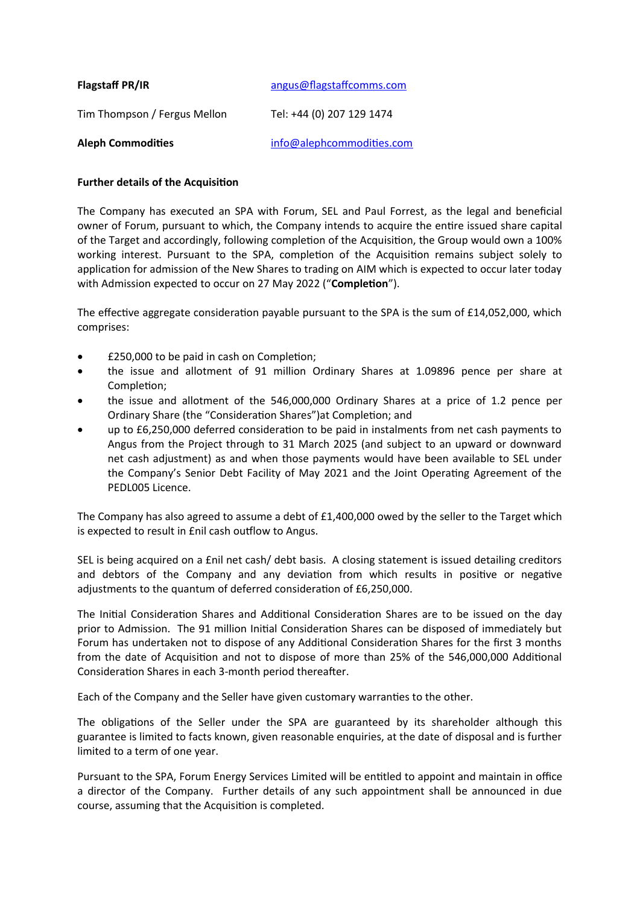| | |
|---|---|
| **Flagstaff PR/IR** | angus@flagstaffcomms.com |
| Tim Thompson / Fergus Mellon | Tel: +44 (0) 207 129 1474 |
| **Aleph Commodities** | info@alephcommodities.com |

**Further details of the Acquisition**

The Company has executed an SPA with Forum, SEL and Paul Forrest, as the legal and beneficial owner of Forum, pursuant to which, the Company intends to acquire the entire issued share capital of the Target and accordingly, following completion of the Acquisition, the Group would own a 100% working interest. Pursuant to the SPA, completion of the Acquisition remains subject solely to application for admission of the New Shares to trading on AIM which is expected to occur later today with Admission expected to occur on 27 May 2022 ("**Completion**").

The effective aggregate consideration payable pursuant to the SPA is the sum of £14,052,000, which comprises:

- £250,000 to be paid in cash on Completion;
- the issue and allotment of 91 million Ordinary Shares at 1.09896 pence per share at Completion;
- the issue and allotment of the 546,000,000 Ordinary Shares at a price of 1.2 pence per Ordinary Share (the "Consideration Shares")at Completion; and
- up to £6,250,000 deferred consideration to be paid in instalments from net cash payments to Angus from the Project through to 31 March 2025 (and subject to an upward or downward net cash adjustment) as and when those payments would have been available to SEL under the Company's Senior Debt Facility of May 2021 and the Joint Operating Agreement of the PEDL005 Licence.

The Company has also agreed to assume a debt of £1,400,000 owed by the seller to the Target which is expected to result in £nil cash outflow to Angus.

SEL is being acquired on a £nil net cash/ debt basis. A closing statement is issued detailing creditors and debtors of the Company and any deviation from which results in positive or negative adjustments to the quantum of deferred consideration of £6,250,000.

The Initial Consideration Shares and Additional Consideration Shares are to be issued on the day prior to Admission. The 91 million Initial Consideration Shares can be disposed of immediately but Forum has undertaken not to dispose of any Additional Consideration Shares for the first 3 months from the date of Acquisition and not to dispose of more than 25% of the 546,000,000 Additional Consideration Shares in each 3-month period thereafter.

Each of the Company and the Seller have given customary warranties to the other.

The obligations of the Seller under the SPA are guaranteed by its shareholder although this guarantee is limited to facts known, given reasonable enquiries, at the date of disposal and is further limited to a term of one year.

Pursuant to the SPA, Forum Energy Services Limited will be entitled to appoint and maintain in office a director of the Company. Further details of any such appointment shall be announced in due course, assuming that the Acquisition is completed.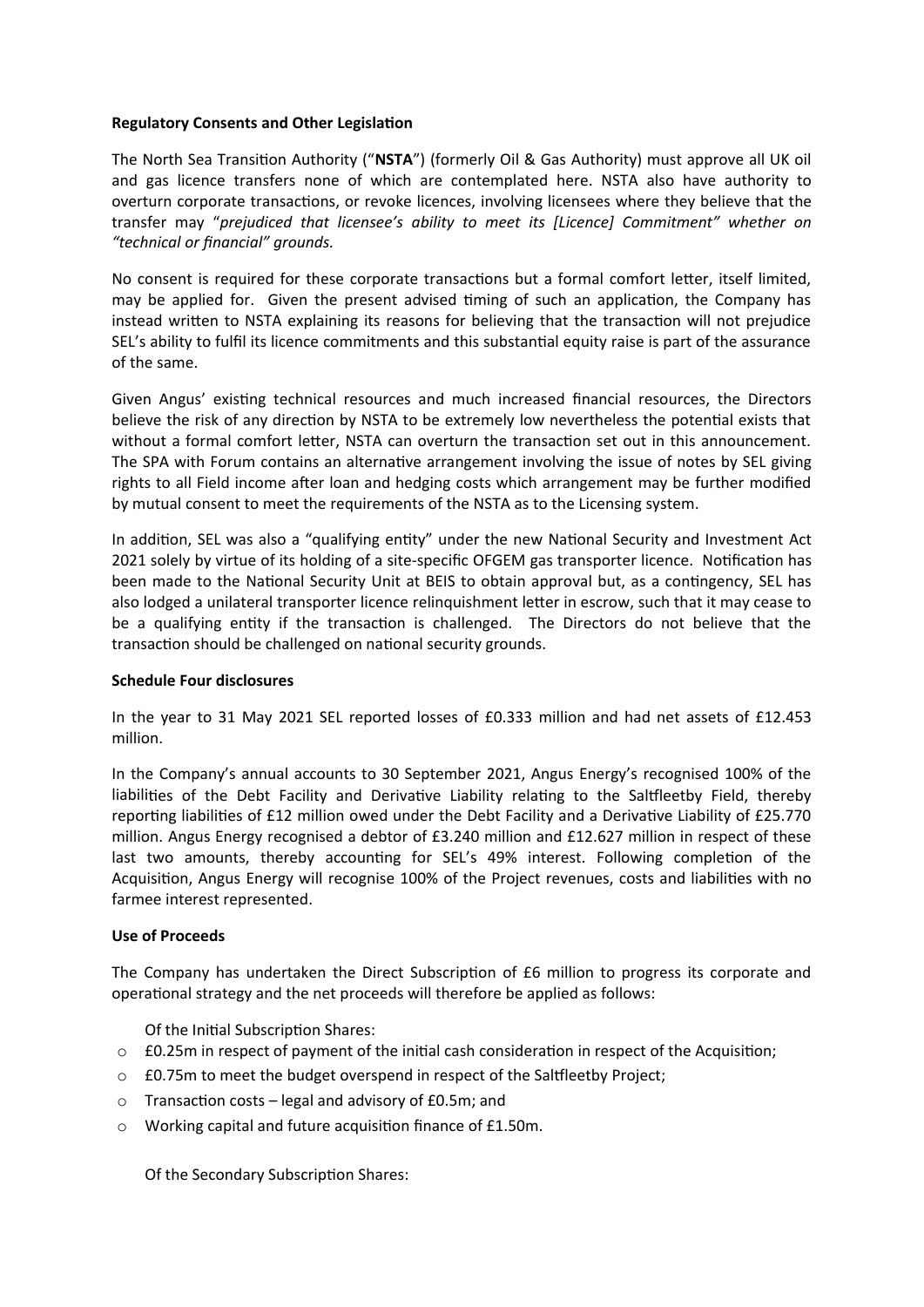**Regulatory Consents and Other Legislation**

The North Sea Transition Authority ("**NSTA**") (formerly Oil & Gas Authority) must approve all UK oil and gas licence transfers none of which are contemplated here. NSTA also have authority to overturn corporate transactions, or revoke licences, involving licensees where they believe that the transfer may "*prejudiced that licensee's ability to meet its [Licence] Commitment" whether on "technical or financial" grounds.*

No consent is required for these corporate transactions but a formal comfort letter, itself limited, may be applied for. Given the present advised timing of such an application, the Company has instead written to NSTA explaining its reasons for believing that the transaction will not prejudice SEL's ability to fulfil its licence commitments and this substantial equity raise is part of the assurance of the same.

Given Angus' existing technical resources and much increased financial resources, the Directors believe the risk of any direction by NSTA to be extremely low nevertheless the potential exists that without a formal comfort letter, NSTA can overturn the transaction set out in this announcement. The SPA with Forum contains an alternative arrangement involving the issue of notes by SEL giving rights to all Field income after loan and hedging costs which arrangement may be further modified by mutual consent to meet the requirements of the NSTA as to the Licensing system.

In addition, SEL was also a "qualifying entity" under the new National Security and Investment Act 2021 solely by virtue of its holding of a site-specific OFGEM gas transporter licence. Notification has been made to the National Security Unit at BEIS to obtain approval but, as a contingency, SEL has also lodged a unilateral transporter licence relinquishment letter in escrow, such that it may cease to be a qualifying entity if the transaction is challenged. The Directors do not believe that the transaction should be challenged on national security grounds.

**Schedule Four disclosures**

In the year to 31 May 2021 SEL reported losses of £0.333 million and had net assets of £12.453 million.

In the Company's annual accounts to 30 September 2021, Angus Energy's recognised 100% of the liabilities of the Debt Facility and Derivative Liability relating to the Saltfleetby Field, thereby reporting liabilities of £12 million owed under the Debt Facility and a Derivative Liability of £25.770 million. Angus Energy recognised a debtor of £3.240 million and £12.627 million in respect of these last two amounts, thereby accounting for SEL's 49% interest. Following completion of the Acquisition, Angus Energy will recognise 100% of the Project revenues, costs and liabilities with no farmee interest represented.

**Use of Proceeds**

The Company has undertaken the Direct Subscription of £6 million to progress its corporate and operational strategy and the net proceeds will therefore be applied as follows:

Of the Initial Subscription Shares:

- £0.25m in respect of payment of the initial cash consideration in respect of the Acquisition;
- £0.75m to meet the budget overspend in respect of the Saltfleetby Project;
- Transaction costs – legal and advisory of £0.5m; and
- Working capital and future acquisition finance of £1.50m.

Of the Secondary Subscription Shares: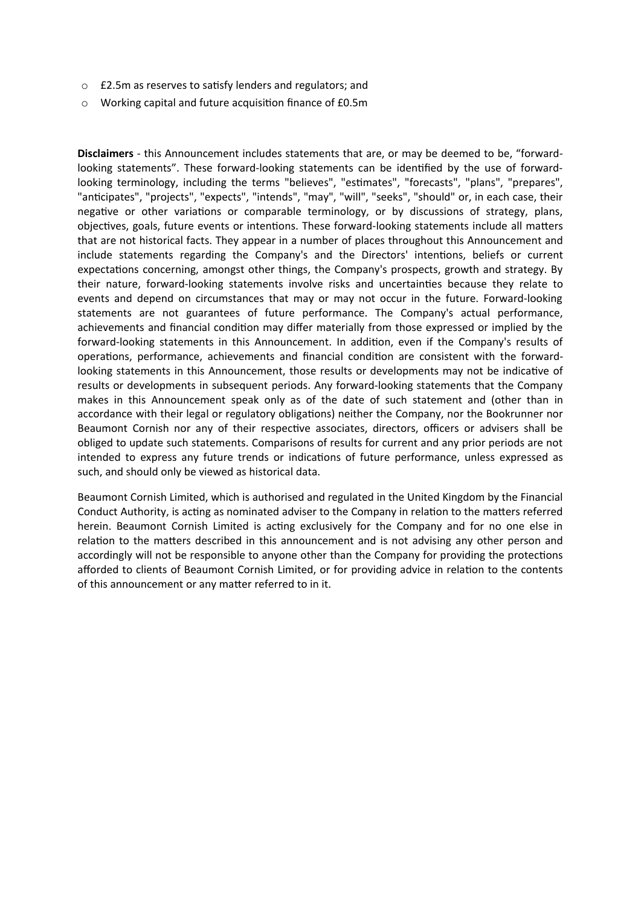- £2.5m as reserves to satisfy lenders and regulators; and
- Working capital and future acquisition finance of £0.5m

**Disclaimers** - this Announcement includes statements that are, or may be deemed to be, "forward-looking statements". These forward-looking statements can be identified by the use of forward-looking terminology, including the terms "believes", "estimates", "forecasts", "plans", "prepares", "anticipates", "projects", "expects", "intends", "may", "will", "seeks", "should" or, in each case, their negative or other variations or comparable terminology, or by discussions of strategy, plans, objectives, goals, future events or intentions. These forward-looking statements include all matters that are not historical facts. They appear in a number of places throughout this Announcement and include statements regarding the Company's and the Directors' intentions, beliefs or current expectations concerning, amongst other things, the Company's prospects, growth and strategy. By their nature, forward-looking statements involve risks and uncertainties because they relate to events and depend on circumstances that may or may not occur in the future. Forward-looking statements are not guarantees of future performance. The Company's actual performance, achievements and financial condition may differ materially from those expressed or implied by the forward-looking statements in this Announcement. In addition, even if the Company's results of operations, performance, achievements and financial condition are consistent with the forward-looking statements in this Announcement, those results or developments may not be indicative of results or developments in subsequent periods. Any forward-looking statements that the Company makes in this Announcement speak only as of the date of such statement and (other than in accordance with their legal or regulatory obligations) neither the Company, nor the Bookrunner nor Beaumont Cornish nor any of their respective associates, directors, officers or advisers shall be obliged to update such statements. Comparisons of results for current and any prior periods are not intended to express any future trends or indications of future performance, unless expressed as such, and should only be viewed as historical data.

Beaumont Cornish Limited, which is authorised and regulated in the United Kingdom by the Financial Conduct Authority, is acting as nominated adviser to the Company in relation to the matters referred herein. Beaumont Cornish Limited is acting exclusively for the Company and for no one else in relation to the matters described in this announcement and is not advising any other person and accordingly will not be responsible to anyone other than the Company for providing the protections afforded to clients of Beaumont Cornish Limited, or for providing advice in relation to the contents of this announcement or any matter referred to in it.